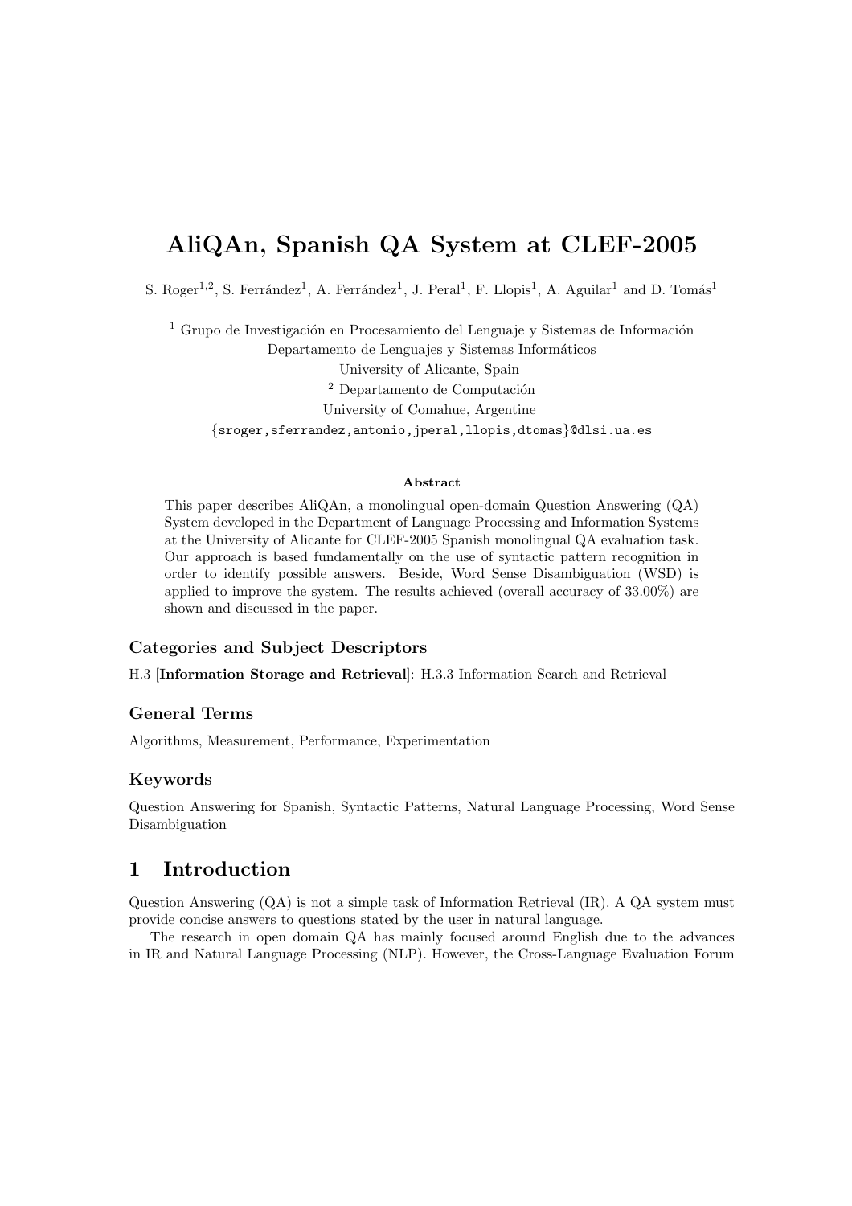# AliQAn, Spanish QA System at CLEF-2005

S. Roger[1,2], S. Ferrández[1], A. Ferrández[1], J. Peral[1], F. Llopis[1], A. Aguilar[1] and D. Tomás[1]

[1] Grupo de Investigación en Procesamiento del Lenguaje y Sistemas de Información
Departamento de Lenguajes y Sistemas Informáticos
University of Alicante, Spain
[2] Departamento de Computación
University of Comahue, Argentine
{sroger,sferrandez,antonio,jperal,llopis,dtomas}@dlsi.ua.es

**Abstract**

This paper describes AliQAn, a monolingual open-domain Question Answering (QA) System developed in the Department of Language Processing and Information Systems at the University of Alicante for CLEF-2005 Spanish monolingual QA evaluation task. Our approach is based fundamentally on the use of syntactic pattern recognition in order to identify possible answers. Beside, Word Sense Disambiguation (WSD) is applied to improve the system. The results achieved (overall accuracy of 33.00%) are shown and discussed in the paper.

### Categories and Subject Descriptors

H.3 [**Information Storage and Retrieval**]: H.3.3 Information Search and Retrieval

### General Terms

Algorithms, Measurement, Performance, Experimentation

### Keywords

Question Answering for Spanish, Syntactic Patterns, Natural Language Processing, Word Sense Disambiguation

## 1 Introduction

Question Answering (QA) is not a simple task of Information Retrieval (IR). A QA system must provide concise answers to questions stated by the user in natural language.

The research in open domain QA has mainly focused around English due to the advances in IR and Natural Language Processing (NLP). However, the Cross-Language Evaluation Forum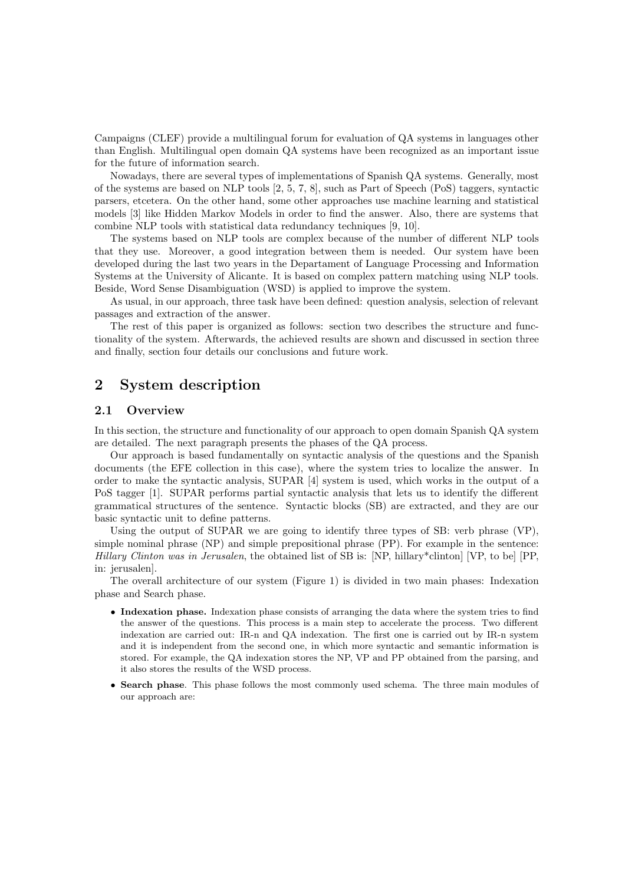Campaigns (CLEF) provide a multilingual forum for evaluation of QA systems in languages other than English. Multilingual open domain QA systems have been recognized as an important issue for the future of information search.

Nowadays, there are several types of implementations of Spanish QA systems. Generally, most of the systems are based on NLP tools [2, 5, 7, 8], such as Part of Speech (PoS) taggers, syntactic parsers, etcetera. On the other hand, some other approaches use machine learning and statistical models [3] like Hidden Markov Models in order to find the answer. Also, there are systems that combine NLP tools with statistical data redundancy techniques [9, 10].

The systems based on NLP tools are complex because of the number of different NLP tools that they use. Moreover, a good integration between them is needed. Our system have been developed during the last two years in the Departament of Language Processing and Information Systems at the University of Alicante. It is based on complex pattern matching using NLP tools. Beside, Word Sense Disambiguation (WSD) is applied to improve the system.

As usual, in our approach, three task have been defined: question analysis, selection of relevant passages and extraction of the answer.

The rest of this paper is organized as follows: section two describes the structure and functionality of the system. Afterwards, the achieved results are shown and discussed in section three and finally, section four details our conclusions and future work.

## 2 System description

### 2.1 Overview

In this section, the structure and functionality of our approach to open domain Spanish QA system are detailed. The next paragraph presents the phases of the QA process.

Our approach is based fundamentally on syntactic analysis of the questions and the Spanish documents (the EFE collection in this case), where the system tries to localize the answer. In order to make the syntactic analysis, SUPAR [4] system is used, which works in the output of a PoS tagger [1]. SUPAR performs partial syntactic analysis that lets us to identify the different grammatical structures of the sentence. Syntactic blocks (SB) are extracted, and they are our basic syntactic unit to define patterns.

Using the output of SUPAR we are going to identify three types of SB: verb phrase (VP), simple nominal phrase (NP) and simple prepositional phrase (PP). For example in the sentence: *Hillary Clinton was in Jerusalen*, the obtained list of SB is: [NP, hillary*clinton] [VP, to be] [PP, in: jerusalen].

The overall architecture of our system (Figure 1) is divided in two main phases: Indexation phase and Search phase.

- **Indexation phase.** Indexation phase consists of arranging the data where the system tries to find the answer of the questions. This process is a main step to accelerate the process. Two different indexation are carried out: IR-n and QA indexation. The first one is carried out by IR-n system and it is independent from the second one, in which more syntactic and semantic information is stored. For example, the QA indexation stores the NP, VP and PP obtained from the parsing, and it also stores the results of the WSD process.
- **Search phase**. This phase follows the most commonly used schema. The three main modules of our approach are: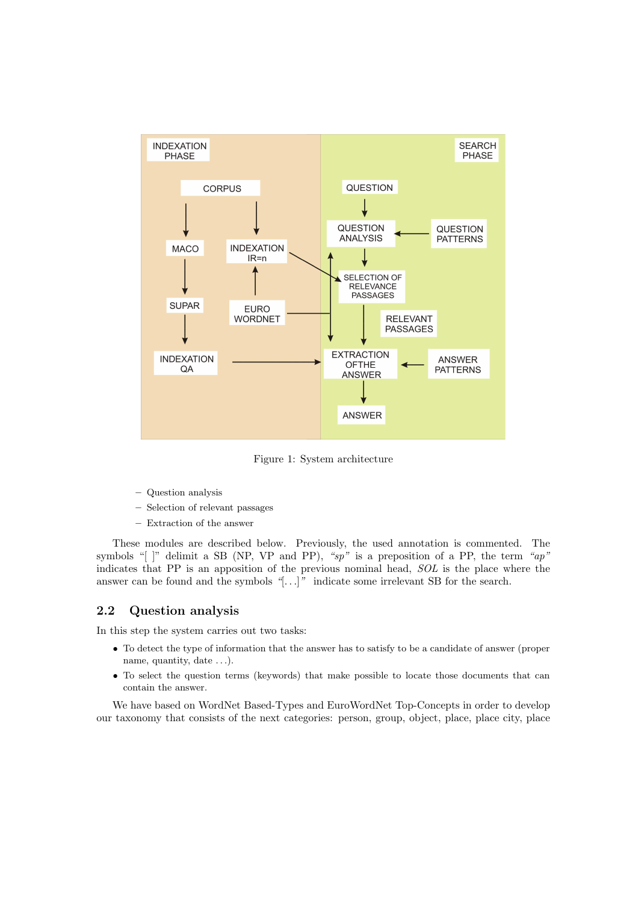Figure 1: System architecture

- Question analysis
- Selection of relevant passages
- Extraction of the answer

These modules are described below. Previously, the used annotation is commented. The symbols "[ ]" delimit a SB (NP, VP and PP), *"sp"* is a preposition of a PP, the term *"ap"* indicates that PP is an apposition of the previous nominal head, *SOL* is the place where the answer can be found and the symbols *"[...]"* indicate some irrelevant SB for the search.

## 2.2 Question analysis

In this step the system carries out two tasks:

- To detect the type of information that the answer has to satisfy to be a candidate of answer (proper name, quantity, date ...).
- To select the question terms (keywords) that make possible to locate those documents that can contain the answer.

We have based on WordNet Based-Types and EuroWordNet Top-Concepts in order to develop our taxonomy that consists of the next categories: person, group, object, place, place city, place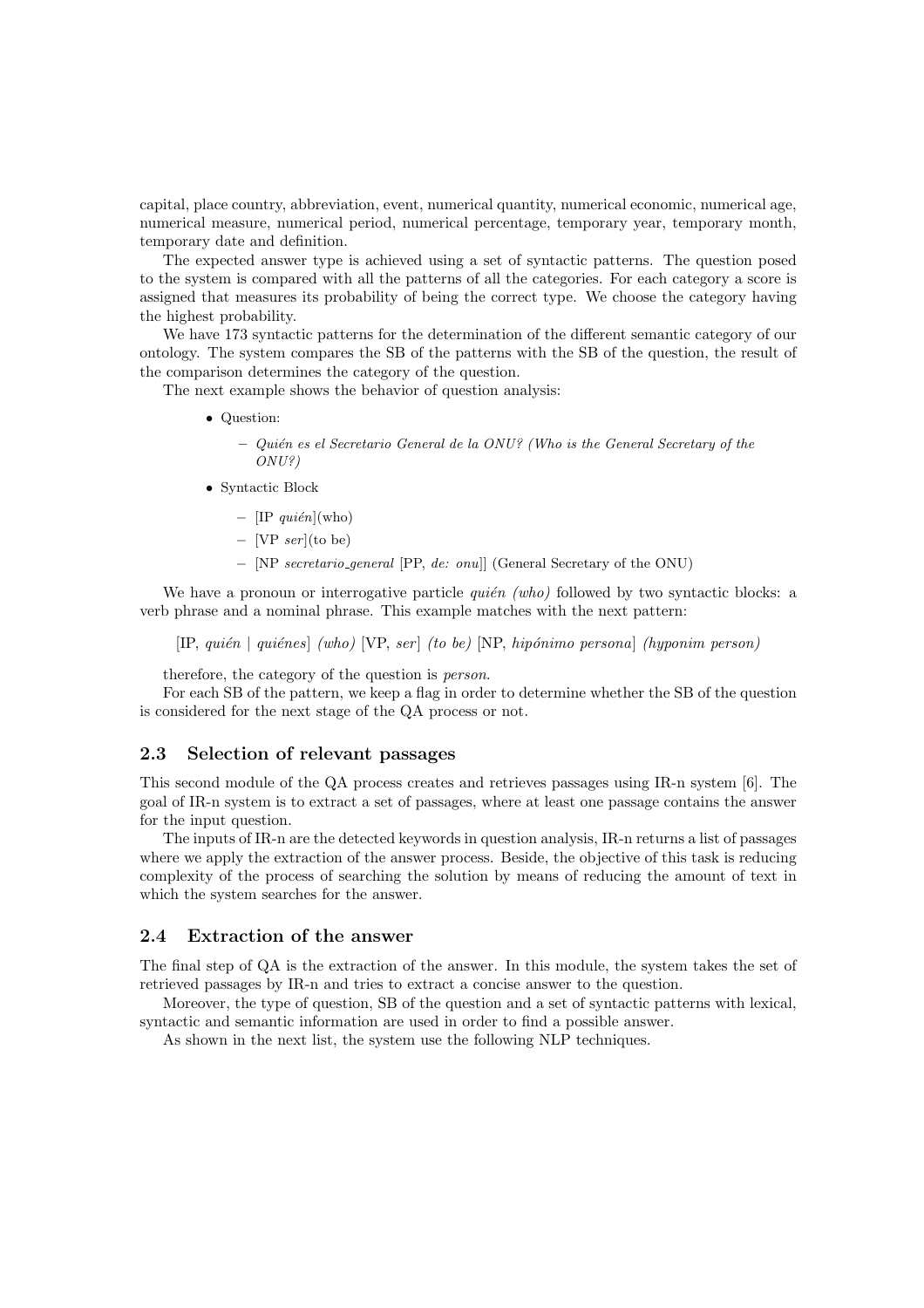capital, place country, abbreviation, event, numerical quantity, numerical economic, numerical age, numerical measure, numerical period, numerical percentage, temporary year, temporary month, temporary date and definition.

The expected answer type is achieved using a set of syntactic patterns. The question posed to the system is compared with all the patterns of all the categories. For each category a score is assigned that measures its probability of being the correct type. We choose the category having the highest probability.

We have 173 syntactic patterns for the determination of the different semantic category of our ontology. The system compares the SB of the patterns with the SB of the question, the result of the comparison determines the category of the question.

The next example shows the behavior of question analysis:

- Question:
  - *Quién es el Secretario General de la ONU? (Who is the General Secretary of the ONU?)*
- Syntactic Block
  - [IP *quién*](who)
  - [VP *ser*](to be)
  - [NP *secretario_general* [PP, *de: onu*]] (General Secretary of the ONU)

We have a pronoun or interrogative particle *quién (who)* followed by two syntactic blocks: a verb phrase and a nominal phrase. This example matches with the next pattern:

[IP, *quién* | *quiénes*] *(who)* [VP, *ser*] *(to be)* [NP, *hipónimo persona*] *(hyponim person)*

therefore, the category of the question is *person*.

For each SB of the pattern, we keep a flag in order to determine whether the SB of the question is considered for the next stage of the QA process or not.

### 2.3 Selection of relevant passages

This second module of the QA process creates and retrieves passages using IR-n system [6]. The goal of IR-n system is to extract a set of passages, where at least one passage contains the answer for the input question.

The inputs of IR-n are the detected keywords in question analysis, IR-n returns a list of passages where we apply the extraction of the answer process. Beside, the objective of this task is reducing complexity of the process of searching the solution by means of reducing the amount of text in which the system searches for the answer.

### 2.4 Extraction of the answer

The final step of QA is the extraction of the answer. In this module, the system takes the set of retrieved passages by IR-n and tries to extract a concise answer to the question.

Moreover, the type of question, SB of the question and a set of syntactic patterns with lexical, syntactic and semantic information are used in order to find a possible answer.

As shown in the next list, the system use the following NLP techniques.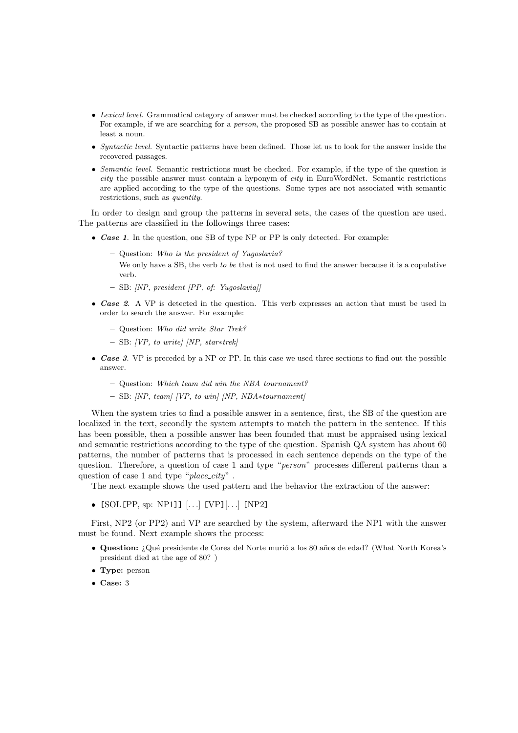- *Lexical level*. Grammatical category of answer must be checked according to the type of the question. For example, if we are searching for a *person*, the proposed SB as possible answer has to contain at least a noun.
- *Syntactic level*. Syntactic patterns have been defined. Those let us to look for the answer inside the recovered passages.
- *Semantic level*. Semantic restrictions must be checked. For example, if the type of the question is *city* the possible answer must contain a hyponym of *city* in EuroWordNet. Semantic restrictions are applied according to the type of the questions. Some types are not associated with semantic restrictions, such as *quantity*.

In order to design and group the patterns in several sets, the cases of the question are used. The patterns are classified in the followings three cases:

- ***Case 1***. In the question, one SB of type NP or PP is only detected. For example:
  - Question: *Who is the president of Yugoslavia?*
    We only have a SB, the verb *to be* that is not used to find the answer because it is a copulative verb.
  - SB: *[NP, president [PP, of: Yugoslavia]]*
- ***Case 2***. A VP is detected in the question. This verb expresses an action that must be used in order to search the answer. For example:
  - Question: *Who did write Star Trek?*
  - SB: *[VP, to write] [NP, star*trek]*
- ***Case 3***. VP is preceded by a NP or PP. In this case we used three sections to find out the possible answer.
  - Question: *Which team did win the NBA tournament?*
  - SB: *[NP, team] [VP, to win] [NP, NBA*tournament]*

When the system tries to find a possible answer in a sentence, first, the SB of the question are localized in the text, secondly the system attempts to match the pattern in the sentence. If this has been possible, then a possible answer has been founded that must be appraised using lexical and semantic restrictions according to the type of the question. Spanish QA system has about 60 patterns, the number of patterns that is processed in each sentence depends on the type of the question. Therefore, a question of case 1 and type "*person*" processes different patterns than a question of case 1 and type "*place_city*" .

The next example shows the used pattern and the behavior the extraction of the answer:

- `[SOL[PP, sp: NP1]]` [...] `[VP]`[...] `[NP2]`

First, NP2 (or PP2) and VP are searched by the system, afterward the NP1 with the answer must be found. Next example shows the process:

- **Question:** ¿Qué presidente de Corea del Norte murió a los 80 años de edad? (What North Korea's president died at the age of 80? )
- **Type:** person
- **Case:** 3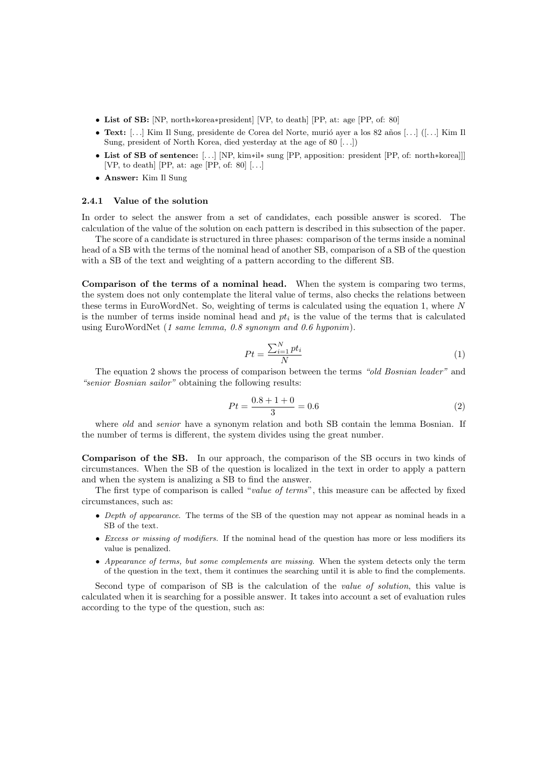- **List of SB:** [NP, north∗korea∗president] [VP, to death] [PP, at: age [PP, of: 80]
- **Text:** [. . .] Kim Il Sung, presidente de Corea del Norte, murió ayer a los 82 años [. . .] ([. . .] Kim Il Sung, president of North Korea, died yesterday at the age of 80 [. . .])
- **List of SB of sentence:** [. . .] [NP, kim∗il∗ sung [PP, apposition: president [PP, of: north∗korea]]] [VP, to death] [PP, at: age [PP, of: 80] [. . .]
- **Answer:** Kim Il Sung

### 2.4.1 Value of the solution

In order to select the answer from a set of candidates, each possible answer is scored. The calculation of the value of the solution on each pattern is described in this subsection of the paper.

The score of a candidate is structured in three phases: comparison of the terms inside a nominal head of a SB with the terms of the nominal head of another SB, comparison of a SB of the question with a SB of the text and weighting of a pattern according to the different SB.

**Comparison of the terms of a nominal head.** When the system is comparing two terms, the system does not only contemplate the literal value of terms, also checks the relations between these terms in EuroWordNet. So, weighting of terms is calculated using the equation 1, where $N$ is the number of terms inside nominal head and $pt_i$ is the value of the terms that is calculated using EuroWordNet (*1 same lemma, 0.8 synonym and 0.6 hyponim*).

$$Pt = \frac{\sum_{i=1}^{N} pt_i}{N} \tag{1}$$

The equation 2 shows the process of comparison between the terms *"old Bosnian leader"* and *"senior Bosnian sailor"* obtaining the following results:

$$Pt = \frac{0.8 + 1 + 0}{3} = 0.6 \tag{2}$$

where *old* and *senior* have a synonym relation and both SB contain the lemma Bosnian. If the number of terms is different, the system divides using the great number.

**Comparison of the SB.** In our approach, the comparison of the SB occurs in two kinds of circumstances. When the SB of the question is localized in the text in order to apply a pattern and when the system is analizing a SB to find the answer.

The first type of comparison is called "*value of terms*", this measure can be affected by fixed circumstances, such as:

- *Depth of appearance.* The terms of the SB of the question may not appear as nominal heads in a SB of the text.
- *Excess or missing of modifiers.* If the nominal head of the question has more or less modifiers its value is penalized.
- *Appearance of terms, but some complements are missing.* When the system detects only the term of the question in the text, them it continues the searching until it is able to find the complements.

Second type of comparison of SB is the calculation of the *value of solution*, this value is calculated when it is searching for a possible answer. It takes into account a set of evaluation rules according to the type of the question, such as: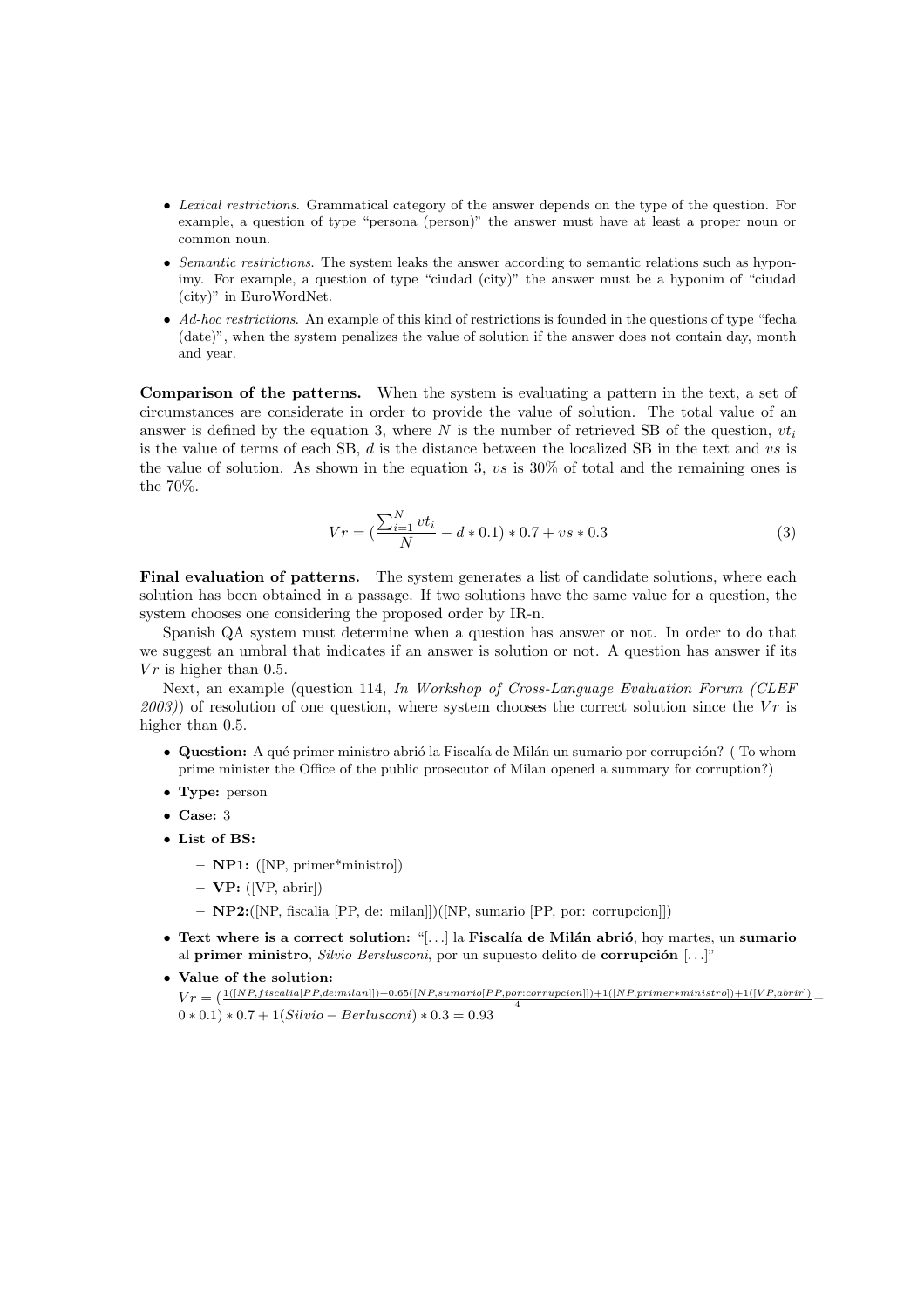- *Lexical restrictions*. Grammatical category of the answer depends on the type of the question. For example, a question of type "persona (person)" the answer must have at least a proper noun or common noun.
- *Semantic restrictions*. The system leaks the answer according to semantic relations such as hyponimy. For example, a question of type "ciudad (city)" the answer must be a hyponim of "ciudad (city)" in EuroWordNet.
- *Ad-hoc restrictions*. An example of this kind of restrictions is founded in the questions of type "fecha (date)", when the system penalizes the value of solution if the answer does not contain day, month and year.

**Comparison of the patterns.** When the system is evaluating a pattern in the text, a set of circumstances are considerate in order to provide the value of solution. The total value of an answer is defined by the equation 3, where $N$ is the number of retrieved SB of the question, $vt_i$ is the value of terms of each SB, $d$ is the distance between the localized SB in the text and $vs$ is the value of solution. As shown in the equation 3, $vs$ is 30% of total and the remaining ones is the 70%.

$$Vr = \left(\frac{\sum_{i=1}^{N} vt_i}{N} - d * 0.1\right) * 0.7 + vs * 0.3 \tag{3}$$

**Final evaluation of patterns.** The system generates a list of candidate solutions, where each solution has been obtained in a passage. If two solutions have the same value for a question, the system chooses one considering the proposed order by IR-n.

Spanish QA system must determine when a question has answer or not. In order to do that we suggest an umbral that indicates if an answer is solution or not. A question has answer if its $Vr$ is higher than 0.5.

Next, an example (question 114, *In Workshop of Cross-Language Evaluation Forum (CLEF 2003)*) of resolution of one question, where system chooses the correct solution since the $Vr$ is higher than 0.5.

- **Question:** A qué primer ministro abrió la Fiscalía de Milán un sumario por corrupción? ( To whom prime minister the Office of the public prosecutor of Milan opened a summary for corruption?)
- **Type:** person
- **Case:** 3
- **List of BS:**
  - **NP1:** ([NP, primer*ministro])
  - **VP:** ([VP, abrir])
  - **NP2:**([NP, fiscalia [PP, de: milan]])([NP, sumario [PP, por: corrupcion]])
- **Text where is a correct solution:** "[...] la **Fiscalía de Milán abrió**, hoy martes, un **sumario** al **primer ministro**, *Silvio Berslusconi*, por un supuesto delito de **corrupción** [...]"
- **Value of the solution:**
  $Vr = \left(\frac{1([NP, fiscalia[PP, de: milan]]) + 0.65([NP, sumario[PP, por: corrupcion]]) + 1([NP, primer*ministro]) + 1([VP, abrir])}{4} - 0 * 0.1\right) * 0.7 + 1(Silvio - Berlusconi) * 0.3 = 0.93$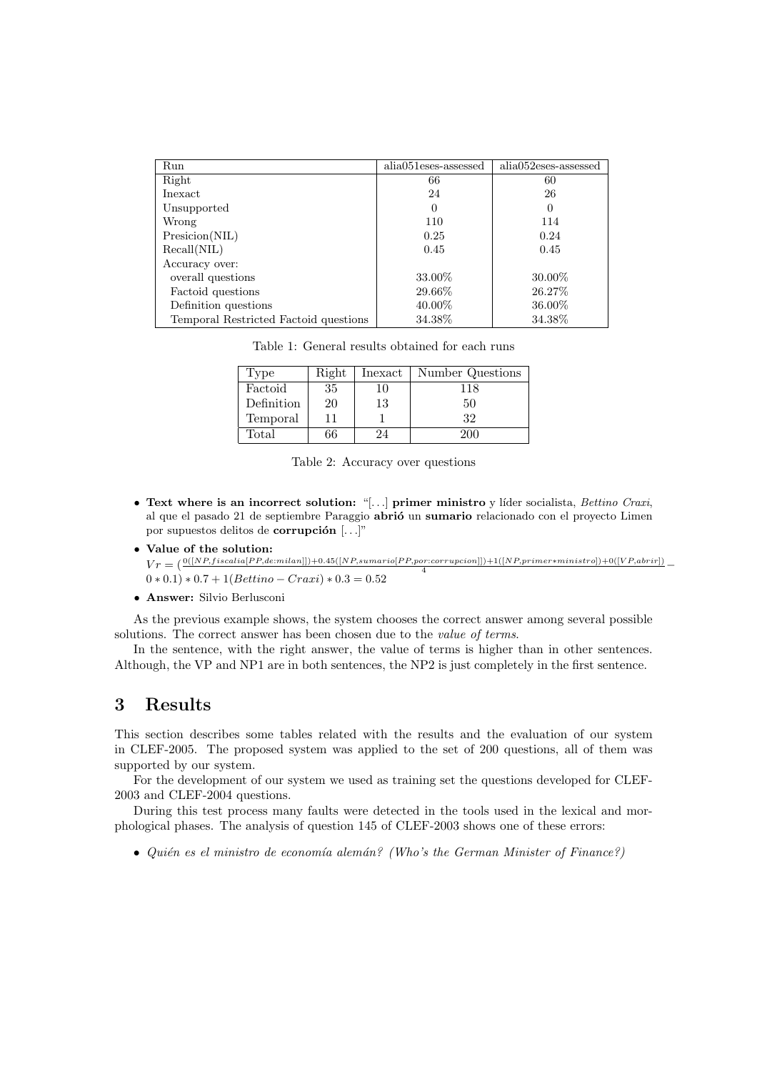| Run | alia051eses-assessed | alia052eses-assessed |
| --- | --- | --- |
| Right | 66 | 60 |
| Inexact | 24 | 26 |
| Unsupported | 0 | 0 |
| Wrong | 110 | 114 |
| Presicion(NIL) | 0.25 | 0.24 |
| Recall(NIL) | 0.45 | 0.45 |
| Accuracy over: | | |
| overall questions | 33.00% | 30.00% |
| Factoid questions | 29.66% | 26.27% |
| Definition questions | 40.00% | 36.00% |
| Temporal Restricted Factoid questions | 34.38% | 34.38% |

Table 1: General results obtained for each runs

| Type | Right | Inexact | Number Questions |
| --- | --- | --- | --- |
| Factoid | 35 | 10 | 118 |
| Definition | 20 | 13 | 50 |
| Temporal | 11 | 1 | 32 |
| Total | 66 | 24 | 200 |

Table 2: Accuracy over questions

- **Text where is an incorrect solution:** "[. . .] **primer ministro** y líder socialista, *Bettino Craxi*, al que el pasado 21 de septiembre Paraggio **abrió** un **sumario** relacionado con el proyecto Limen por supuestos delitos de **corrupción** [. . .]"
- **Value of the solution:** $Vr = (\frac{0([NP,fiscalia[PP,de:milan]])+0.45([NP,sumario[PP,por:corrupcion]])+1([NP,primer*ministro])+0([VP,abrir])}{4} - 0*0.1)*0.7 + 1(Bettino - Craxi)*0.3 = 0.52$
- **Answer:** Silvio Berlusconi

As the previous example shows, the system chooses the correct answer among several possible solutions. The correct answer has been chosen due to the *value of terms*.

In the sentence, with the right answer, the value of terms is higher than in other sentences. Although, the VP and NP1 are in both sentences, the NP2 is just completely in the first sentence.

## 3 Results

This section describes some tables related with the results and the evaluation of our system in CLEF-2005. The proposed system was applied to the set of 200 questions, all of them was supported by our system.

For the development of our system we used as training set the questions developed for CLEF-2003 and CLEF-2004 questions.

During this test process many faults were detected in the tools used in the lexical and morphological phases. The analysis of question 145 of CLEF-2003 shows one of these errors:

- *Quién es el ministro de economía alemán? (Who's the German Minister of Finance?)*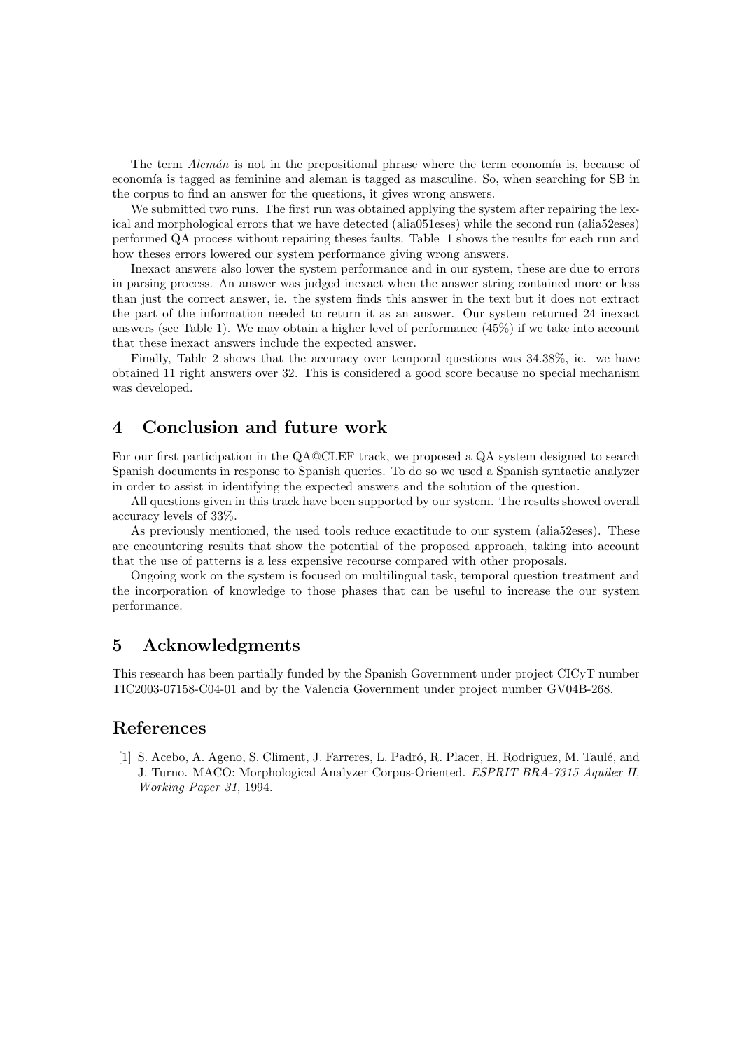The term *Alemán* is not in the prepositional phrase where the term economía is, because of economía is tagged as feminine and aleman is tagged as masculine. So, when searching for SB in the corpus to find an answer for the questions, it gives wrong answers.

We submitted two runs. The first run was obtained applying the system after repairing the lexical and morphological errors that we have detected (alia051eses) while the second run (alia52eses) performed QA process without repairing theses faults. Table 1 shows the results for each run and how theses errors lowered our system performance giving wrong answers.

Inexact answers also lower the system performance and in our system, these are due to errors in parsing process. An answer was judged inexact when the answer string contained more or less than just the correct answer, ie. the system finds this answer in the text but it does not extract the part of the information needed to return it as an answer. Our system returned 24 inexact answers (see Table 1). We may obtain a higher level of performance (45%) if we take into account that these inexact answers include the expected answer.

Finally, Table 2 shows that the accuracy over temporal questions was 34.38%, ie. we have obtained 11 right answers over 32. This is considered a good score because no special mechanism was developed.

## 4 Conclusion and future work

For our first participation in the QA@CLEF track, we proposed a QA system designed to search Spanish documents in response to Spanish queries. To do so we used a Spanish syntactic analyzer in order to assist in identifying the expected answers and the solution of the question.

All questions given in this track have been supported by our system. The results showed overall accuracy levels of 33%.

As previously mentioned, the used tools reduce exactitude to our system (alia52eses). These are encountering results that show the potential of the proposed approach, taking into account that the use of patterns is a less expensive recourse compared with other proposals.

Ongoing work on the system is focused on multilingual task, temporal question treatment and the incorporation of knowledge to those phases that can be useful to increase the our system performance.

## 5 Acknowledgments

This research has been partially funded by the Spanish Government under project CICyT number TIC2003-07158-C04-01 and by the Valencia Government under project number GV04B-268.

## References

[1] S. Acebo, A. Ageno, S. Climent, J. Farreres, L. Padró, R. Placer, H. Rodriguez, M. Taulé, and J. Turno. MACO: Morphological Analyzer Corpus-Oriented. *ESPRIT BRA-7315 Aquilex II, Working Paper 31*, 1994.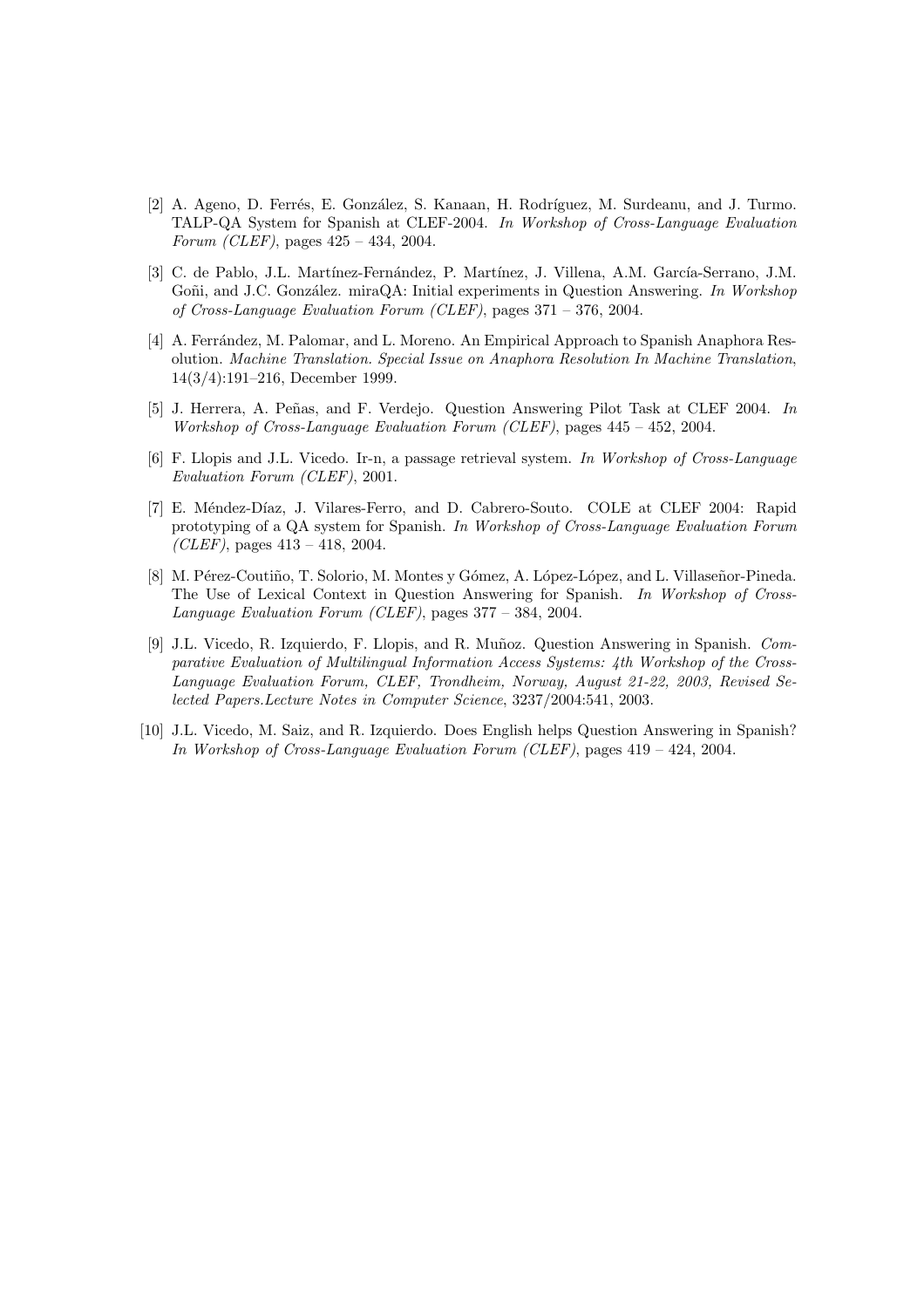[2] A. Ageno, D. Ferrés, E. González, S. Kanaan, H. Rodríguez, M. Surdeanu, and J. Turmo. TALP-QA System for Spanish at CLEF-2004. *In Workshop of Cross-Language Evaluation Forum (CLEF)*, pages 425 – 434, 2004.

[3] C. de Pablo, J.L. Martínez-Fernández, P. Martínez, J. Villena, A.M. García-Serrano, J.M. Goñi, and J.C. González. miraQA: Initial experiments in Question Answering. *In Workshop of Cross-Language Evaluation Forum (CLEF)*, pages 371 – 376, 2004.

[4] A. Ferrández, M. Palomar, and L. Moreno. An Empirical Approach to Spanish Anaphora Resolution. *Machine Translation. Special Issue on Anaphora Resolution In Machine Translation*, 14(3/4):191–216, December 1999.

[5] J. Herrera, A. Peñas, and F. Verdejo. Question Answering Pilot Task at CLEF 2004. *In Workshop of Cross-Language Evaluation Forum (CLEF)*, pages 445 – 452, 2004.

[6] F. Llopis and J.L. Vicedo. Ir-n, a passage retrieval system. *In Workshop of Cross-Language Evaluation Forum (CLEF)*, 2001.

[7] E. Méndez-Díaz, J. Vilares-Ferro, and D. Cabrero-Souto. COLE at CLEF 2004: Rapid prototyping of a QA system for Spanish. *In Workshop of Cross-Language Evaluation Forum (CLEF)*, pages 413 – 418, 2004.

[8] M. Pérez-Coutiño, T. Solorio, M. Montes y Gómez, A. López-López, and L. Villaseñor-Pineda. The Use of Lexical Context in Question Answering for Spanish. *In Workshop of Cross-Language Evaluation Forum (CLEF)*, pages 377 – 384, 2004.

[9] J.L. Vicedo, R. Izquierdo, F. Llopis, and R. Muñoz. Question Answering in Spanish. *Comparative Evaluation of Multilingual Information Access Systems: 4th Workshop of the Cross-Language Evaluation Forum, CLEF, Trondheim, Norway, August 21-22, 2003, Revised Selected Papers.Lecture Notes in Computer Science*, 3237/2004:541, 2003.

[10] J.L. Vicedo, M. Saiz, and R. Izquierdo. Does English helps Question Answering in Spanish? *In Workshop of Cross-Language Evaluation Forum (CLEF)*, pages 419 – 424, 2004.